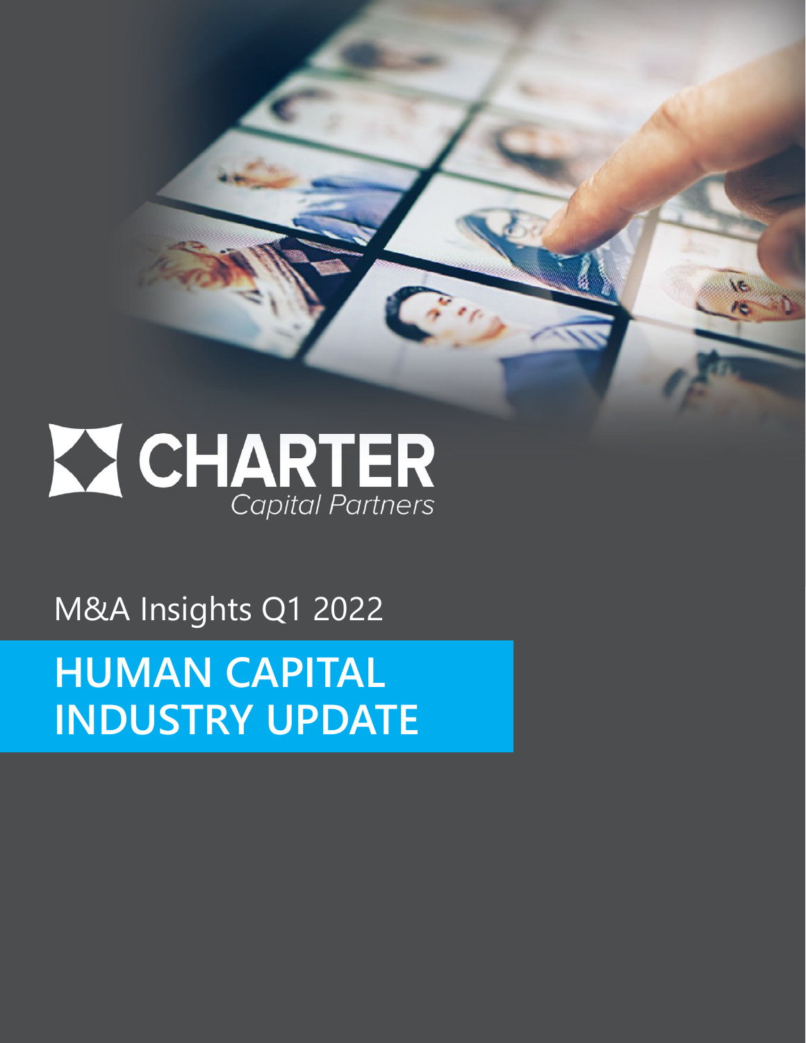CHARTER
Capital Partners

M&A Insights Q1 2022

# HUMAN CAPITAL INDUSTRY UPDATE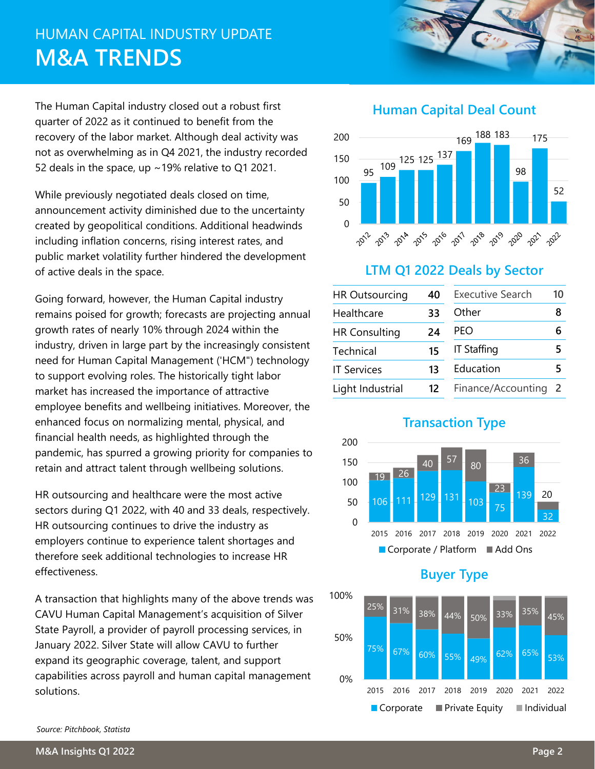# HUMAN CAPITAL INDUSTRY UPDATE

# M&A TRENDS

The Human Capital industry closed out a robust first quarter of 2022 as it continued to benefit from the recovery of the labor market. Although deal activity was not as overwhelming as in Q4 2021, the industry recorded 52 deals in the space, up ~19% relative to Q1 2021.

While previously negotiated deals closed on time, announcement activity diminished due to the uncertainty created by geopolitical conditions. Additional headwinds including inflation concerns, rising interest rates, and public market volatility further hindered the development of active deals in the space.

Going forward, however, the Human Capital industry remains poised for growth; forecasts are projecting annual growth rates of nearly 10% through 2024 within the industry, driven in large part by the increasingly consistent need for Human Capital Management ('HCM") technology to support evolving roles. The historically tight labor market has increased the importance of attractive employee benefits and wellbeing initiatives. Moreover, the enhanced focus on normalizing mental, physical, and financial health needs, as highlighted through the pandemic, has spurred a growing priority for companies to retain and attract talent through wellbeing solutions.

HR outsourcing and healthcare were the most active sectors during Q1 2022, with 40 and 33 deals, respectively. HR outsourcing continues to drive the industry as employers continue to experience talent shortages and therefore seek additional technologies to increase HR effectiveness.

A transaction that highlights many of the above trends was CAVU Human Capital Management's acquisition of Silver State Payroll, a provider of payroll processing services, in January 2022. Silver State will allow CAVU to further expand its geographic coverage, talent, and support capabilities across payroll and human capital management solutions.

## Human Capital Deal Count

| Year | Deal Count |
|---|---|
| 2012 | 95 |
| 2013 | 109 |
| 2014 | 125 |
| 2015 | 125 |
| 2016 | 137 |
| 2017 | 169 |
| 2018 | 188 |
| 2019 | 183 |
| 2020 | 98 |
| 2021 | 175 |
| 2022 | 52 |

## LTM Q1 2022 Deals by Sector

| Sector | Deals | Sector | Deals |
|---|---|---|---|
| HR Outsourcing | 40 | Executive Search | 10 |
| Healthcare | 33 | Other | 8 |
| HR Consulting | 24 | PEO | 6 |
| Technical | 15 | IT Staffing | 5 |
| IT Services | 13 | Education | 5 |
| Light Industrial | 12 | Finance/Accounting | 2 |

## Transaction Type

| Year | Corporate / Platform | Add Ons |
|---|---|---|
| 2015 | 106 | 19 |
| 2016 | 111 | 26 |
| 2017 | 129 | 40 |
| 2018 | 131 | 57 |
| 2019 | 103 | 80 |
| 2020 | 75 | 23 |
| 2021 | 139 | 36 |
| 2022 | 32 | 20 |

## Buyer Type

| Year | Corporate | Private Equity |
|---|---|---|
| 2015 | 75% | 25% |
| 2016 | 67% | 31% |
| 2017 | 60% | 38% |
| 2018 | 55% | 44% |
| 2019 | 49% | 50% |
| 2020 | 62% | 33% |
| 2021 | 65% | 35% |
| 2022 | 53% | 45% |

Legend: Corporate, Private Equity, Individual

*Source: Pitchbook, Statista*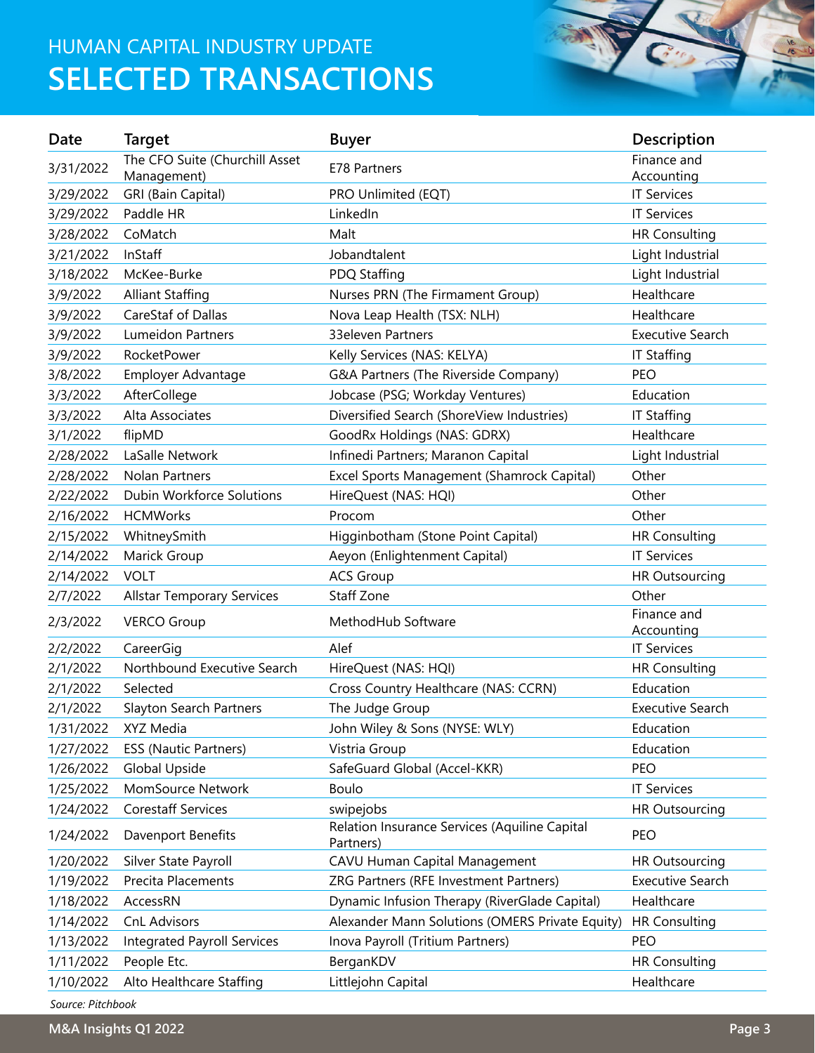HUMAN CAPITAL INDUSTRY UPDATE

# SELECTED TRANSACTIONS

| Date | Target | Buyer | Description |
|---|---|---|---|
| 3/31/2022 | The CFO Suite (Churchill Asset Management) | E78 Partners | Finance and Accounting |
| 3/29/2022 | GRI (Bain Capital) | PRO Unlimited (EQT) | IT Services |
| 3/29/2022 | Paddle HR | LinkedIn | IT Services |
| 3/28/2022 | CoMatch | Malt | HR Consulting |
| 3/21/2022 | InStaff | Jobandtalent | Light Industrial |
| 3/18/2022 | McKee-Burke | PDQ Staffing | Light Industrial |
| 3/9/2022 | Alliant Staffing | Nurses PRN (The Firmament Group) | Healthcare |
| 3/9/2022 | CareStaf of Dallas | Nova Leap Health (TSX: NLH) | Healthcare |
| 3/9/2022 | Lumeidon Partners | 33eleven Partners | Executive Search |
| 3/9/2022 | RocketPower | Kelly Services (NAS: KELYA) | IT Staffing |
| 3/8/2022 | Employer Advantage | G&A Partners (The Riverside Company) | PEO |
| 3/3/2022 | AfterCollege | Jobcase (PSG; Workday Ventures) | Education |
| 3/3/2022 | Alta Associates | Diversified Search (ShoreView Industries) | IT Staffing |
| 3/1/2022 | flipMD | GoodRx Holdings (NAS: GDRX) | Healthcare |
| 2/28/2022 | LaSalle Network | Infinedi Partners; Maranon Capital | Light Industrial |
| 2/28/2022 | Nolan Partners | Excel Sports Management (Shamrock Capital) | Other |
| 2/22/2022 | Dubin Workforce Solutions | HireQuest (NAS: HQI) | Other |
| 2/16/2022 | HCMWorks | Procom | Other |
| 2/15/2022 | WhitneySmith | Higginbotham (Stone Point Capital) | HR Consulting |
| 2/14/2022 | Marick Group | Aeyon (Enlightenment Capital) | IT Services |
| 2/14/2022 | VOLT | ACS Group | HR Outsourcing |
| 2/7/2022 | Allstar Temporary Services | Staff Zone | Other |
| 2/3/2022 | VERCO Group | MethodHub Software | Finance and Accounting |
| 2/2/2022 | CareerGig | Alef | IT Services |
| 2/1/2022 | Northbound Executive Search | HireQuest (NAS: HQI) | HR Consulting |
| 2/1/2022 | Selected | Cross Country Healthcare (NAS: CCRN) | Education |
| 2/1/2022 | Slayton Search Partners | The Judge Group | Executive Search |
| 1/31/2022 | XYZ Media | John Wiley & Sons (NYSE: WLY) | Education |
| 1/27/2022 | ESS (Nautic Partners) | Vistria Group | Education |
| 1/26/2022 | Global Upside | SafeGuard Global (Accel-KKR) | PEO |
| 1/25/2022 | MomSource Network | Boulo | IT Services |
| 1/24/2022 | Corestaff Services | swipejobs | HR Outsourcing |
| 1/24/2022 | Davenport Benefits | Relation Insurance Services (Aquiline Capital Partners) | PEO |
| 1/20/2022 | Silver State Payroll | CAVU Human Capital Management | HR Outsourcing |
| 1/19/2022 | Precita Placements | ZRG Partners (RFE Investment Partners) | Executive Search |
| 1/18/2022 | AccessRN | Dynamic Infusion Therapy (RiverGlade Capital) | Healthcare |
| 1/14/2022 | CnL Advisors | Alexander Mann Solutions (OMERS Private Equity) | HR Consulting |
| 1/13/2022 | Integrated Payroll Services | Inova Payroll (Tritium Partners) | PEO |
| 1/11/2022 | People Etc. | BerganKDV | HR Consulting |
| 1/10/2022 | Alto Healthcare Staffing | Littlejohn Capital | Healthcare |

*Source: Pitchbook*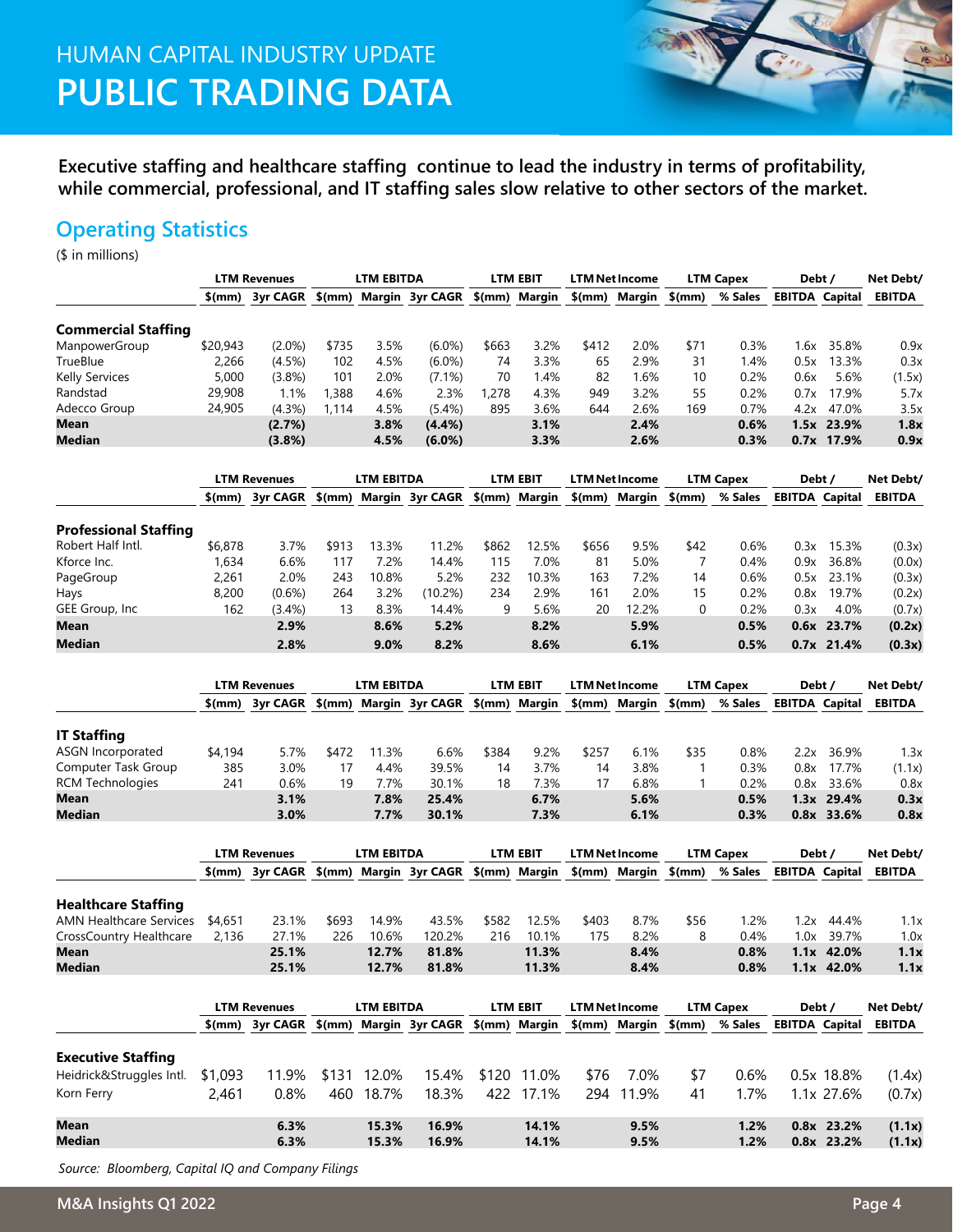# HUMAN CAPITAL INDUSTRY UPDATE

# PUBLIC TRADING DATA

**Executive staffing and healthcare staffing continue to lead the industry in terms of profitability, while commercial, professional, and IT staffing sales slow relative to other sectors of the market.**

## Operating Statistics

($ in millions)

| | LTM Revenues | | LTM EBITDA | | | LTM EBIT | | LTM Net Income | | LTM Capex | | Debt / | | Net Debt/ |
|---|---|---|---|---|---|---|---|---|---|---|---|---|---|---|
| | $(mm) | 3yr CAGR | $(mm) | Margin | 3yr CAGR | $(mm) | Margin | $(mm) | Margin | $(mm) | % Sales | EBITDA | Capital | EBITDA |
| **Commercial Staffing** | | | | | | | | | | | | | | |
| ManpowerGroup | $20,943 | (2.0%) | $735 | 3.5% | (6.0%) | $663 | 3.2% | $412 | 2.0% | $71 | 0.3% | 1.6x | 35.8% | 0.9x |
| TrueBlue | 2,266 | (4.5%) | 102 | 4.5% | (6.0%) | 74 | 3.3% | 65 | 2.9% | 31 | 1.4% | 0.5x | 13.3% | 0.3x |
| Kelly Services | 5,000 | (3.8%) | 101 | 2.0% | (7.1%) | 70 | 1.4% | 82 | 1.6% | 10 | 0.2% | 0.6x | 5.6% | (1.5x) |
| Randstad | 29,908 | 1.1% | 1,388 | 4.6% | 2.3% | 1,278 | 4.3% | 949 | 3.2% | 55 | 0.2% | 0.7x | 17.9% | 5.7x |
| Adecco Group | 24,905 | (4.3%) | 1,114 | 4.5% | (5.4%) | 895 | 3.6% | 644 | 2.6% | 169 | 0.7% | 4.2x | 47.0% | 3.5x |
| **Mean** | | **(2.7%)** | | **3.8%** | **(4.4%)** | | **3.1%** | | **2.4%** | | **0.6%** | **1.5x** | **23.9%** | **1.8x** |
| **Median** | | **(3.8%)** | | **4.5%** | **(6.0%)** | | **3.3%** | | **2.6%** | | **0.3%** | **0.7x** | **17.9%** | **0.9x** |

| | LTM Revenues | | LTM EBITDA | | | LTM EBIT | | LTM Net Income | | LTM Capex | | Debt / | | Net Debt/ |
|---|---|---|---|---|---|---|---|---|---|---|---|---|---|---|
| | $(mm) | 3yr CAGR | $(mm) | Margin | 3yr CAGR | $(mm) | Margin | $(mm) | Margin | $(mm) | % Sales | EBITDA | Capital | EBITDA |
| **Professional Staffing** | | | | | | | | | | | | | | |
| Robert Half Intl. | $6,878 | 3.7% | $913 | 13.3% | 11.2% | $862 | 12.5% | $656 | 9.5% | $42 | 0.6% | 0.3x | 15.3% | (0.3x) |
| Kforce Inc. | 1,634 | 6.6% | 117 | 7.2% | 14.4% | 115 | 7.0% | 81 | 5.0% | 7 | 0.4% | 0.9x | 36.8% | (0.0x) |
| PageGroup | 2,261 | 2.0% | 243 | 10.8% | 5.2% | 232 | 10.3% | 163 | 7.2% | 14 | 0.6% | 0.5x | 23.1% | (0.3x) |
| Hays | 8,200 | (0.6%) | 264 | 3.2% | (10.2%) | 234 | 2.9% | 161 | 2.0% | 15 | 0.2% | 0.8x | 19.7% | (0.2x) |
| GEE Group, Inc | 162 | (3.4%) | 13 | 8.3% | 14.4% | 9 | 5.6% | 20 | 12.2% | 0 | 0.2% | 0.3x | 4.0% | (0.7x) |
| **Mean** | | **2.9%** | | **8.6%** | **5.2%** | | **8.2%** | | **5.9%** | | **0.5%** | **0.6x** | **23.7%** | **(0.2x)** |
| **Median** | | **2.8%** | | **9.0%** | **8.2%** | | **8.6%** | | **6.1%** | | **0.5%** | **0.7x** | **21.4%** | **(0.3x)** |

| | LTM Revenues | | LTM EBITDA | | | LTM EBIT | | LTM Net Income | | LTM Capex | | Debt / | | Net Debt/ |
|---|---|---|---|---|---|---|---|---|---|---|---|---|---|---|
| | $(mm) | 3yr CAGR | $(mm) | Margin | 3yr CAGR | $(mm) | Margin | $(mm) | Margin | $(mm) | % Sales | EBITDA | Capital | EBITDA |
| **IT Staffing** | | | | | | | | | | | | | | |
| ASGN Incorporated | $4,194 | 5.7% | $472 | 11.3% | 6.6% | $384 | 9.2% | $257 | 6.1% | $35 | 0.8% | 2.2x | 36.9% | 1.3x |
| Computer Task Group | 385 | 3.0% | 17 | 4.4% | 39.5% | 14 | 3.7% | 14 | 3.8% | 1 | 0.3% | 0.8x | 17.7% | (1.1x) |
| RCM Technologies | 241 | 0.6% | 19 | 7.7% | 30.1% | 18 | 7.3% | 17 | 6.8% | 1 | 0.2% | 0.8x | 33.6% | 0.8x |
| **Mean** | | **3.1%** | | **7.8%** | **25.4%** | | **6.7%** | | **5.6%** | | **0.5%** | **1.3x** | **29.4%** | **0.3x** |
| **Median** | | **3.0%** | | **7.7%** | **30.1%** | | **7.3%** | | **6.1%** | | **0.3%** | **0.8x** | **33.6%** | **0.8x** |

| | LTM Revenues | | LTM EBITDA | | | LTM EBIT | | LTM Net Income | | LTM Capex | | Debt / | | Net Debt/ |
|---|---|---|---|---|---|---|---|---|---|---|---|---|---|---|
| | $(mm) | 3yr CAGR | $(mm) | Margin | 3yr CAGR | $(mm) | Margin | $(mm) | Margin | $(mm) | % Sales | EBITDA | Capital | EBITDA |
| **Healthcare Staffing** | | | | | | | | | | | | | | |
| AMN Healthcare Services | $4,651 | 23.1% | $693 | 14.9% | 43.5% | $582 | 12.5% | $403 | 8.7% | $56 | 1.2% | 1.2x | 44.4% | 1.1x |
| CrossCountry Healthcare | 2,136 | 27.1% | 226 | 10.6% | 120.2% | 216 | 10.1% | 175 | 8.2% | 8 | 0.4% | 1.0x | 39.7% | 1.0x |
| **Mean** | | **25.1%** | | **12.7%** | **81.8%** | | **11.3%** | | **8.4%** | | **0.8%** | **1.1x** | **42.0%** | **1.1x** |
| **Median** | | **25.1%** | | **12.7%** | **81.8%** | | **11.3%** | | **8.4%** | | **0.8%** | **1.1x** | **42.0%** | **1.1x** |

| | LTM Revenues | | LTM EBITDA | | | LTM EBIT | | LTM Net Income | | LTM Capex | | Debt / | | Net Debt/ |
|---|---|---|---|---|---|---|---|---|---|---|---|---|---|---|
| | $(mm) | 3yr CAGR | $(mm) | Margin | 3yr CAGR | $(mm) | Margin | $(mm) | Margin | $(mm) | % Sales | EBITDA | Capital | EBITDA |
| **Executive Staffing** | | | | | | | | | | | | | | |
| Heidrick&Struggles Intl. | $1,093 | 11.9% | $131 | 12.0% | 15.4% | $120 | 11.0% | $76 | 7.0% | $7 | 0.6% | 0.5x | 18.8% | (1.4x) |
| Korn Ferry | 2,461 | 0.8% | 460 | 18.7% | 18.3% | 422 | 17.1% | 294 | 11.9% | 41 | 1.7% | 1.1x | 27.6% | (0.7x) |
| **Mean** | | **6.3%** | | **15.3%** | **16.9%** | | **14.1%** | | **9.5%** | | **1.2%** | **0.8x** | **23.2%** | **(1.1x)** |
| **Median** | | **6.3%** | | **15.3%** | **16.9%** | | **14.1%** | | **9.5%** | | **1.2%** | **0.8x** | **23.2%** | **(1.1x)** |

*Source: Bloomberg, Capital IQ and Company Filings*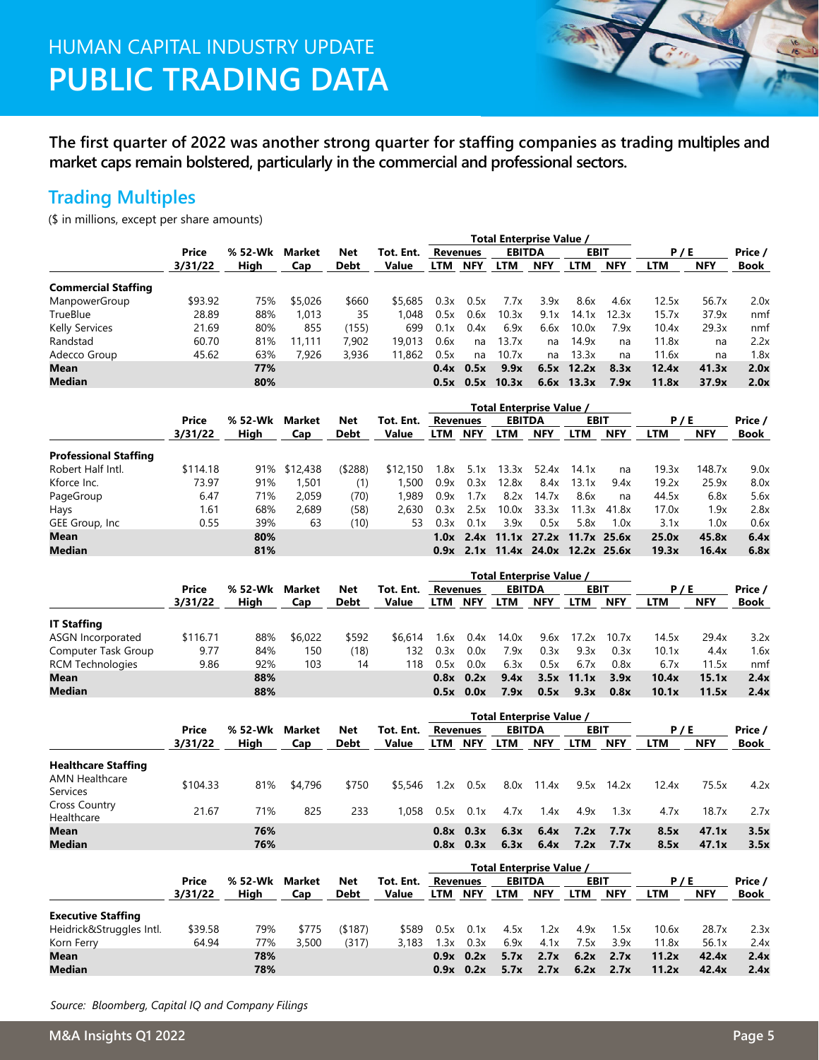# HUMAN CAPITAL INDUSTRY UPDATE
# PUBLIC TRADING DATA

**The first quarter of 2022 was another strong quarter for staffing companies as trading multiples and market caps remain bolstered, particularly in the commercial and professional sectors.**

## Trading Multiples

($ in millions, except per share amounts)

| | Price | % 52-Wk | Market | Net | Tot. Ent. | Total Enterprise Value / | | | | | | P / E | | Price / |
|---|---|---|---|---|---|---|---|---|---|---|---|---|---|---|
| | | | | | | Revenues | | EBITDA | | EBIT | | | | |
| | 3/31/22 | High | Cap | Debt | Value | LTM | NFY | LTM | NFY | LTM | NFY | LTM | NFY | Book |
| **Commercial Staffing** | | | | | | | | | | | | | | |
| ManpowerGroup | $93.92 | 75% | $5,026 | $660 | $5,685 | 0.3x | 0.5x | 7.7x | 3.9x | 8.6x | 4.6x | 12.5x | 56.7x | 2.0x |
| TrueBlue | 28.89 | 88% | 1,013 | 35 | 1,048 | 0.5x | 0.6x | 10.3x | 9.1x | 14.1x | 12.3x | 15.7x | 37.9x | nmf |
| Kelly Services | 21.69 | 80% | 855 | (155) | 699 | 0.1x | 0.4x | 6.9x | 6.6x | 10.0x | 7.9x | 10.4x | 29.3x | nmf |
| Randstad | 60.70 | 81% | 11,111 | 7,902 | 19,013 | 0.6x | na | 13.7x | na | 14.9x | na | 11.8x | na | 2.2x |
| Adecco Group | 45.62 | 63% | 7,926 | 3,936 | 11,862 | 0.5x | na | 10.7x | na | 13.3x | na | 11.6x | na | 1.8x |
| **Mean** | | **77%** | | | | **0.4x** | **0.5x** | **9.9x** | **6.5x** | **12.2x** | **8.3x** | **12.4x** | **41.3x** | **2.0x** |
| **Median** | | **80%** | | | | **0.5x** | **0.5x** | **10.3x** | **6.6x** | **13.3x** | **7.9x** | **11.8x** | **37.9x** | **2.0x** |

| | Price | % 52-Wk | Market | Net | Tot. Ent. | Total Enterprise Value / | | | | | | P / E | | Price / |
|---|---|---|---|---|---|---|---|---|---|---|---|---|---|---|
| | | | | | | Revenues | | EBITDA | | EBIT | | | | |
| | 3/31/22 | High | Cap | Debt | Value | LTM | NFY | LTM | NFY | LTM | NFY | LTM | NFY | Book |
| **Professional Staffing** | | | | | | | | | | | | | | |
| Robert Half Intl. | $114.18 | 91% | $12,438 | ($288) | $12,150 | 1.8x | 5.1x | 13.3x | 52.4x | 14.1x | na | 19.3x | 148.7x | 9.0x |
| Kforce Inc. | 73.97 | 91% | 1,501 | (1) | 1,500 | 0.9x | 0.3x | 12.8x | 8.4x | 13.1x | 9.4x | 19.2x | 25.9x | 8.0x |
| PageGroup | 6.47 | 71% | 2,059 | (70) | 1,989 | 0.9x | 1.7x | 8.2x | 14.7x | 8.6x | na | 44.5x | 6.8x | 5.6x |
| Hays | 1.61 | 68% | 2,689 | (58) | 2,630 | 0.3x | 2.5x | 10.0x | 33.3x | 11.3x | 41.8x | 17.0x | 1.9x | 2.8x |
| GEE Group, Inc | 0.55 | 39% | 63 | (10) | 53 | 0.3x | 0.1x | 3.9x | 0.5x | 5.8x | 1.0x | 3.1x | 1.0x | 0.6x |
| **Mean** | | **80%** | | | | **1.0x** | **2.4x** | **11.1x** | **27.2x** | **11.7x** | **25.6x** | **25.0x** | **45.8x** | **6.4x** |
| **Median** | | **81%** | | | | **0.9x** | **2.1x** | **11.4x** | **24.0x** | **12.2x** | **25.6x** | **19.3x** | **16.4x** | **6.8x** |

| | Price | % 52-Wk | Market | Net | Tot. Ent. | Total Enterprise Value / | | | | | | P / E | | Price / |
|---|---|---|---|---|---|---|---|---|---|---|---|---|---|---|
| | | | | | | Revenues | | EBITDA | | EBIT | | | | |
| | 3/31/22 | High | Cap | Debt | Value | LTM | NFY | LTM | NFY | LTM | NFY | LTM | NFY | Book |
| **IT Staffing** | | | | | | | | | | | | | | |
| ASGN Incorporated | $116.71 | 88% | $6,022 | $592 | $6,614 | 1.6x | 0.4x | 14.0x | 9.6x | 17.2x | 10.7x | 14.5x | 29.4x | 3.2x |
| Computer Task Group | 9.77 | 84% | 150 | (18) | 132 | 0.3x | 0.0x | 7.9x | 0.3x | 9.3x | 0.3x | 10.1x | 4.4x | 1.6x |
| RCM Technologies | 9.86 | 92% | 103 | 14 | 118 | 0.5x | 0.0x | 6.3x | 0.5x | 6.7x | 0.8x | 6.7x | 11.5x | nmf |
| **Mean** | | **88%** | | | | **0.8x** | **0.2x** | **9.4x** | **3.5x** | **11.1x** | **3.9x** | **10.4x** | **15.1x** | **2.4x** |
| **Median** | | **88%** | | | | **0.5x** | **0.0x** | **7.9x** | **0.5x** | **9.3x** | **0.8x** | **10.1x** | **11.5x** | **2.4x** |

| | Price | % 52-Wk | Market | Net | Tot. Ent. | Total Enterprise Value / | | | | | | P / E | | Price / |
|---|---|---|---|---|---|---|---|---|---|---|---|---|---|---|
| | | | | | | Revenues | | EBITDA | | EBIT | | | | |
| | 3/31/22 | High | Cap | Debt | Value | LTM | NFY | LTM | NFY | LTM | NFY | LTM | NFY | Book |
| **Healthcare Staffing** | | | | | | | | | | | | | | |
| AMN Healthcare Services | $104.33 | 81% | $4,796 | $750 | $5,546 | 1.2x | 0.5x | 8.0x | 11.4x | 9.5x | 14.2x | 12.4x | 75.5x | 4.2x |
| Cross Country Healthcare | 21.67 | 71% | 825 | 233 | 1,058 | 0.5x | 0.1x | 4.7x | 1.4x | 4.9x | 1.3x | 4.7x | 18.7x | 2.7x |
| **Mean** | | **76%** | | | | **0.8x** | **0.3x** | **6.3x** | **6.4x** | **7.2x** | **7.7x** | **8.5x** | **47.1x** | **3.5x** |
| **Median** | | **76%** | | | | **0.8x** | **0.3x** | **6.3x** | **6.4x** | **7.2x** | **7.7x** | **8.5x** | **47.1x** | **3.5x** |

| | Price | % 52-Wk | Market | Net | Tot. Ent. | Total Enterprise Value / | | | | | | P / E | | Price / |
|---|---|---|---|---|---|---|---|---|---|---|---|---|---|---|
| | | | | | | Revenues | | EBITDA | | EBIT | | | | |
| | 3/31/22 | High | Cap | Debt | Value | LTM | NFY | LTM | NFY | LTM | NFY | LTM | NFY | Book |
| **Executive Staffing** | | | | | | | | | | | | | | |
| Heidrick&Struggles Intl. | $39.58 | 79% | $775 | ($187) | $589 | 0.5x | 0.1x | 4.5x | 1.2x | 4.9x | 1.5x | 10.6x | 28.7x | 2.3x |
| Korn Ferry | 64.94 | 77% | 3,500 | (317) | 3,183 | 1.3x | 0.3x | 6.9x | 4.1x | 7.5x | 3.9x | 11.8x | 56.1x | 2.4x |
| **Mean** | | **78%** | | | | **0.9x** | **0.2x** | **5.7x** | **2.7x** | **6.2x** | **2.7x** | **11.2x** | **42.4x** | **2.4x** |
| **Median** | | **78%** | | | | **0.9x** | **0.2x** | **5.7x** | **2.7x** | **6.2x** | **2.7x** | **11.2x** | **42.4x** | **2.4x** |

*Source: Bloomberg, Capital IQ and Company Filings*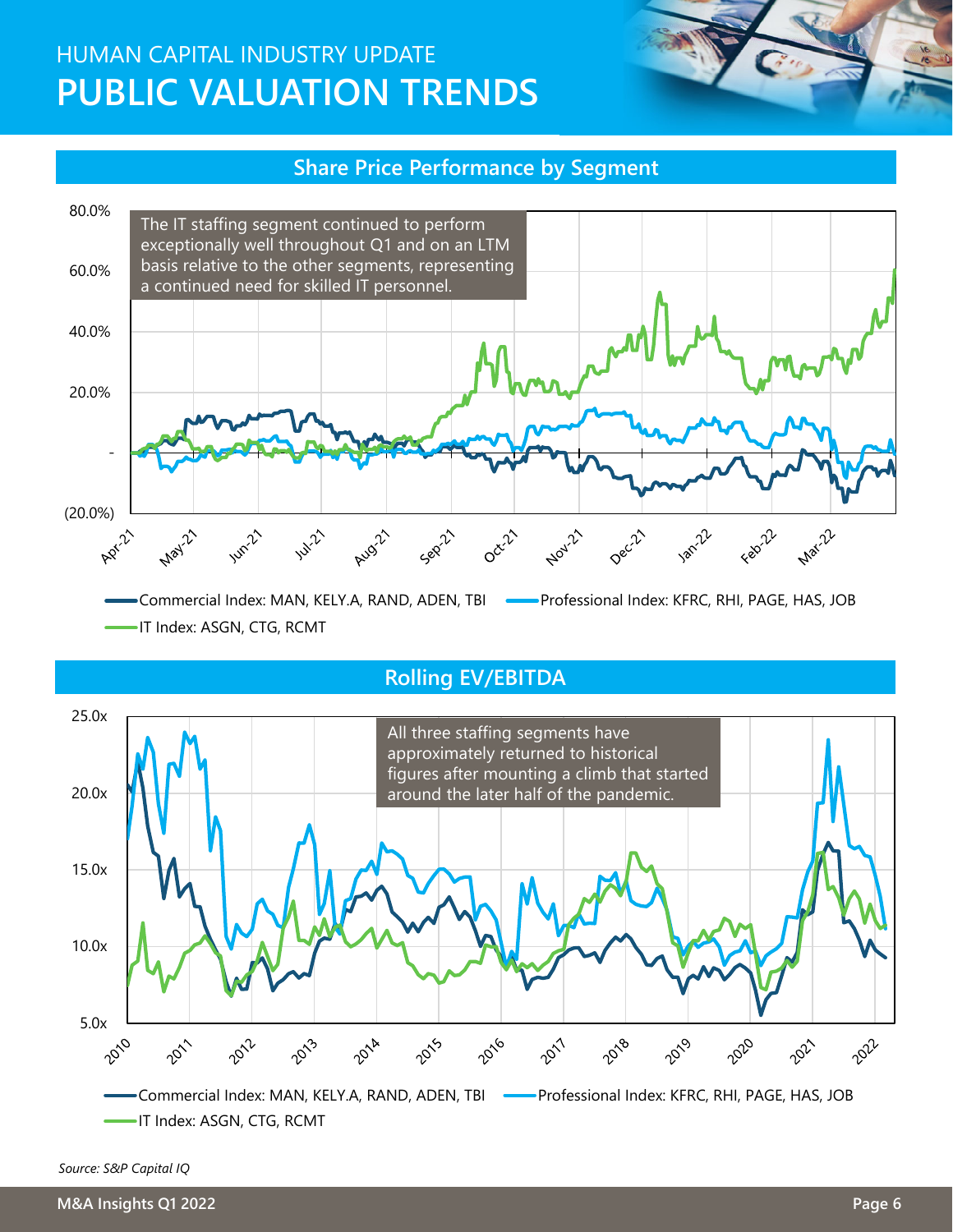# HUMAN CAPITAL INDUSTRY UPDATE
# PUBLIC VALUATION TRENDS

## Share Price Performance by Segment

The IT staffing segment continued to perform exceptionally well throughout Q1 and on an LTM basis relative to the other segments, representing a continued need for skilled IT personnel.

Commercial Index: MAN, KELY.A, RAND, ADEN, TBI
Professional Index: KFRC, RHI, PAGE, HAS, JOB
IT Index: ASGN, CTG, RCMT

## Rolling EV/EBITDA

All three staffing segments have approximately returned to historical figures after mounting a climb that started around the later half of the pandemic.

Commercial Index: MAN, KELY.A, RAND, ADEN, TBI
Professional Index: KFRC, RHI, PAGE, HAS, JOB
IT Index: ASGN, CTG, RCMT

*Source: S&P Capital IQ*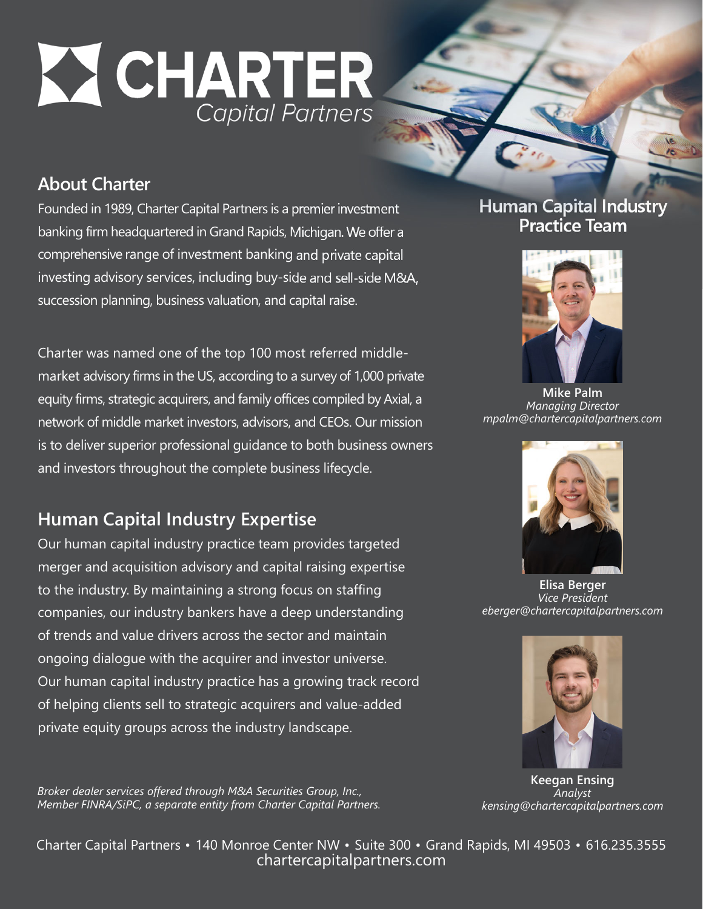# CHARTER
Capital Partners

## About Charter

Founded in 1989, Charter Capital Partners is a premier investment banking firm headquartered in Grand Rapids, Michigan. We offer a comprehensive range of investment banking and private capital investing advisory services, including buy-side and sell-side M&A, succession planning, business valuation, and capital raise.

Charter was named one of the top 100 most referred middle-market advisory firms in the US, according to a survey of 1,000 private equity firms, strategic acquirers, and family offices compiled by Axial, a network of middle market investors, advisors, and CEOs. Our mission is to deliver superior professional guidance to both business owners and investors throughout the complete business lifecycle.

## Human Capital Industry Expertise

Our human capital industry practice team provides targeted merger and acquisition advisory and capital raising expertise to the industry. By maintaining a strong focus on staffing companies, our industry bankers have a deep understanding of trends and value drivers across the sector and maintain ongoing dialogue with the acquirer and investor universe. Our human capital industry practice has a growing track record of helping clients sell to strategic acquirers and value-added private equity groups across the industry landscape.

*Broker dealer services offered through M&A Securities Group, Inc., Member FINRA/SiPC, a separate entity from Charter Capital Partners.*

## Human Capital Industry Practice Team

**Mike Palm**
*Managing Director*
*mpalm@chartercapitalpartners.com*

**Elisa Berger**
*Vice President*
*eberger@chartercapitalpartners.com*

**Keegan Ensing**
*Analyst*
*kensing@chartercapitalpartners.com*

Charter Capital Partners • 140 Monroe Center NW • Suite 300 • Grand Rapids, MI 49503 • 616.235.3555
chartercapitalpartners.com